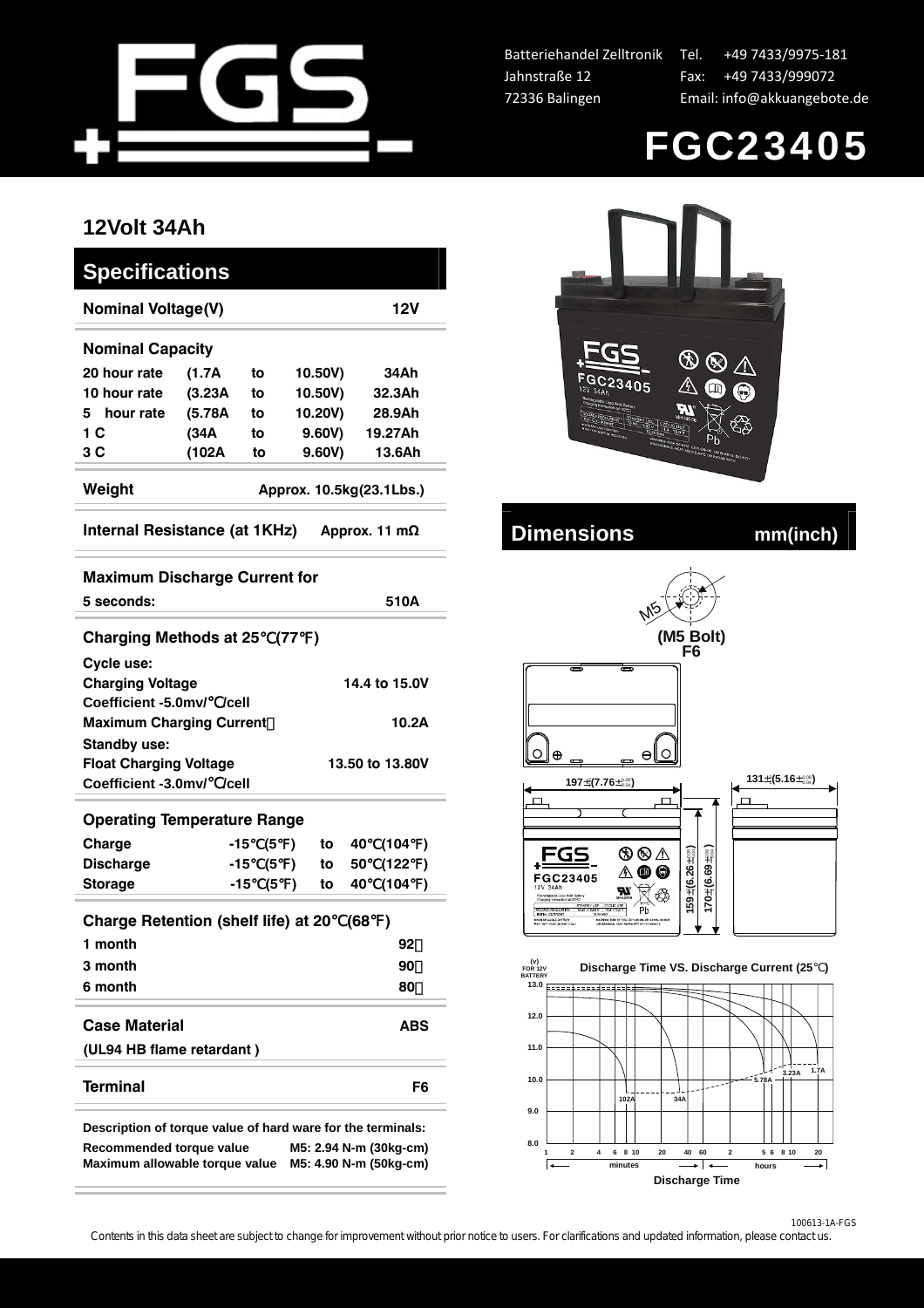Batteriehandel Zelltronik
Jahnstraße 12
72336 Balingen

Tel. +49 7433/9975-181
Fax: +49 7433/999072
Email: info@akkuangebote.de

# FGC23405

## 12Volt 34Ah

## Specifications

| | |
|---|---|
| **Nominal Voltage(V)** | **12V** |

**Nominal Capacity**

| | | | | |
|---|---|---|---|---|
| 20 hour rate | (1.7A | to | 10.50V) | 34Ah |
| 10 hour rate | (3.23A | to | 10.50V) | 32.3Ah |
| 5 hour rate | (5.78A | to | 10.20V) | 28.9Ah |
| 1 C | (34A | to | 9.60V) | 19.27Ah |
| 3 C | (102A | to | 9.60V) | 13.6Ah |

**Weight** Approx. 10.5kg(23.1Lbs.)

**Internal Resistance (at 1KHz)** Approx. 11 mΩ

**Maximum Discharge Current for 5 seconds:** 510A

**Charging Methods at 25℃(77℉)**

**Cycle use:**

| | |
|---|---|
| Charging Voltage | 14.4 to 15.0V |
| Coefficient -5.0mv/℃/cell | |
| Maximum Charging Current | 10.2A |

**Standby use:**

| | |
|---|---|
| Float Charging Voltage | 13.50 to 13.80V |
| Coefficient -3.0mv/℃/cell | |

**Operating Temperature Range**

| | | | |
|---|---|---|---|
| Charge | -15℃(5℉) | to | 40℃(104℉) |
| Discharge | -15℃(5℉) | to | 50℃(122℉) |
| Storage | -15℃(5℉) | to | 40℃(104℉) |

**Charge Retention (shelf life) at 20℃(68℉)**

| | |
|---|---|
| 1 month | 92% |
| 3 month | 90% |
| 6 month | 80% |

**Case Material** ABS
(UL94 HB flame retardant )

**Terminal** F6

**Description of torque value of hard ware for the terminals:**

| | |
|---|---|
| Recommended torque value | M5: 2.94 N-m (30kg-cm) |
| Maximum allowable torque value | M5: 4.90 N-m (50kg-cm) |

## Dimensions mm(inch)

M5 (M5 Bolt) F6

197±(7.76±0.08/0.04)

131±(5.16±0.08/0.04)

159±(6.26±0.08/0.04)

170±(6.69±0.08/0.04)

**Discharge Time VS. Discharge Current (25℃)**

(V) FOR 12V BATTERY

Discharge Time

Contents in this data sheet are subject to change for improvement without prior notice to users. For clarifications and updated information, please contact us.

100613-1A-FGS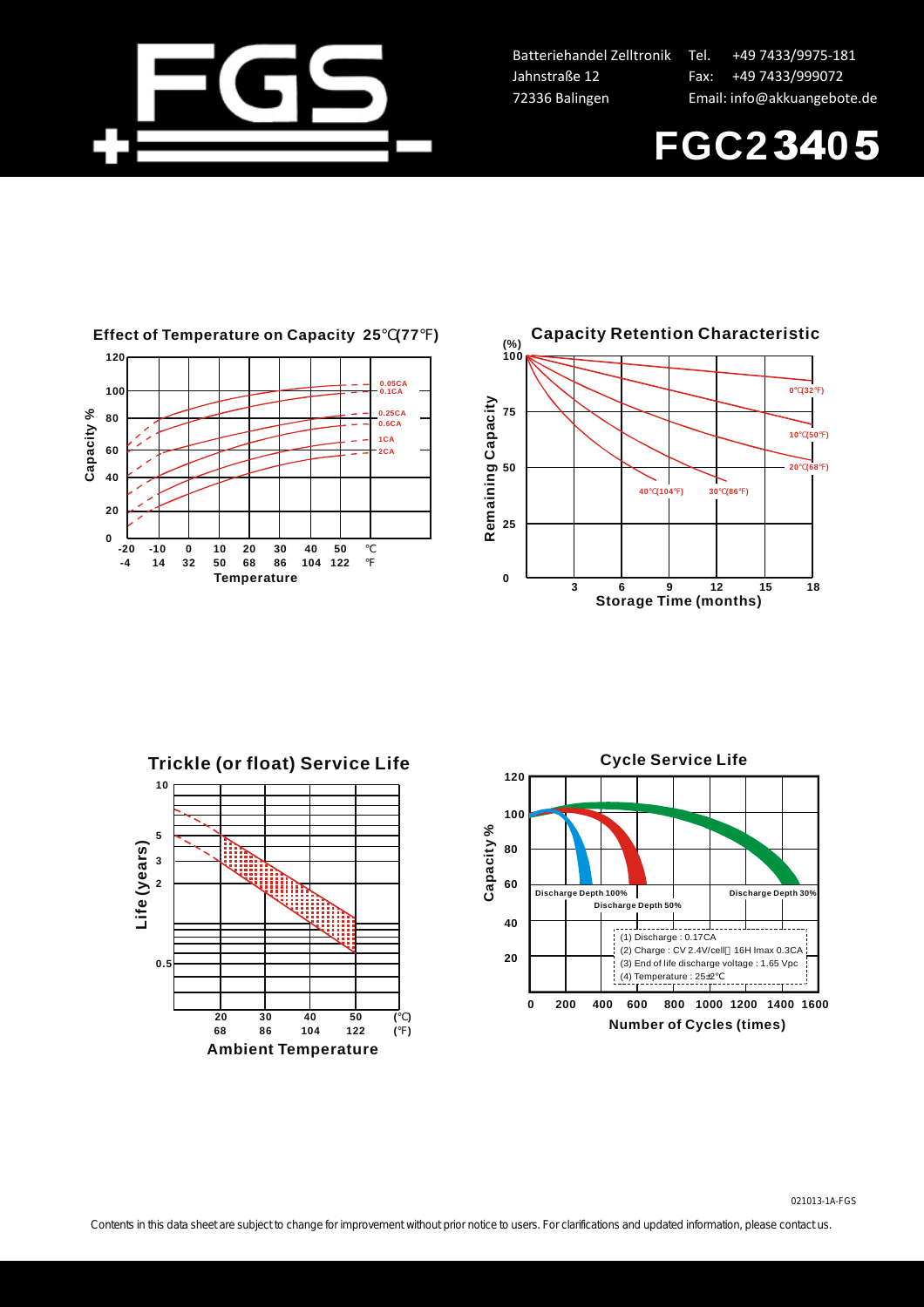Batteriehandel Zelltronik
Jahnstraße 12
72336 Balingen

Tel. +49 7433/9975-181
Fax: +49 7433/999072
Email: info@akkuangebote.de

# FGC23405

## Effect of Temperature on Capacity 25℃(77℉)

Capacity %

120
100
80
60
40
20
0

-20 -10 0 10 20 30 40 50 ℃
-4 14 32 50 68 86 104 122 ℉

Temperature

0.05CA
0.1CA
0.25CA
0.6CA
1CA
2CA

## Capacity Retention Characteristic

(%)
100
75
50
25
0

Remaining Capacity

3 6 9 12 15 18

Storage Time (months)

0℃(32℉)
10℃(50℉)
20℃(68℉)
40℃(104℉)
30℃(86℉)

## Trickle (or float) Service Life

Life (years)

10
5
3
2
0.5

20 30 40 50 (℃)
68 86 104 122 (℉)

Ambient Temperature

## Cycle Service Life

Capacity %

120
100
80
60
40
20

0 200 400 600 800 1000 1200 1400 1600

Number of Cycles (times)

Discharge Depth 100%
Discharge Depth 50%
Discharge Depth 30%

(1) Discharge : 0.17CA
(2) Charge : CV 2.4V/cell 16H Imax 0.3CA
(3) End of life discharge voltage : 1.65 Vpc
(4) Temperature : 25±2℃

021013-1A-FGS

Contents in this data sheet are subject to change for improvement without prior notice to users. For clarifications and updated information, please contact us.